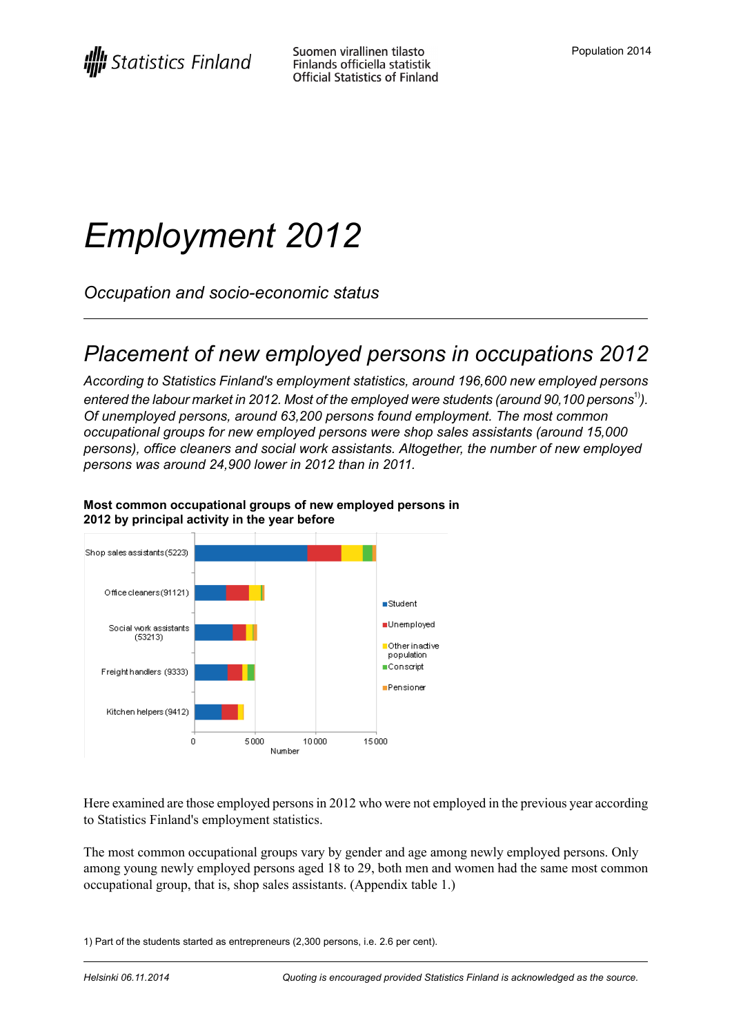Statistics Finland

Suomen virallinen tilasto
Finlands officiella statistik
Official Statistics of Finland

Population 2014

# Employment 2012

*Occupation and socio-economic status*

## Placement of new employed persons in occupations 2012

*According to Statistics Finland's employment statistics, around 196,600 new employed persons entered the labour market in 2012. Most of the employed were students (around 90,100 persons[1]). Of unemployed persons, around 63,200 persons found employment. The most common occupational groups for new employed persons were shop sales assistants (around 15,000 persons), office cleaners and social work assistants. Altogether, the number of new employed persons was around 24,900 lower in 2012 than in 2011.*

**Most common occupational groups of new employed persons in 2012 by principal activity in the year before**

Shop sales assistants (5223)
Office cleaners (91121)
Social work assistants (53213)
Freight handlers (9333)
Kitchen helpers (9412)

Student
Unemployed
Other inactive population
Conscript
Pensioner

0 5 000 10 000 15 000
Number

Here examined are those employed persons in 2012 who were not employed in the previous year according to Statistics Finland's employment statistics.

The most common occupational groups vary by gender and age among newly employed persons. Only among young newly employed persons aged 18 to 29, both men and women had the same most common occupational group, that is, shop sales assistants. (Appendix table 1.)

1) Part of the students started as entrepreneurs (2,300 persons, i.e. 2.6 per cent).

Helsinki 06.11.2014

Quoting is encouraged provided Statistics Finland is acknowledged as the source.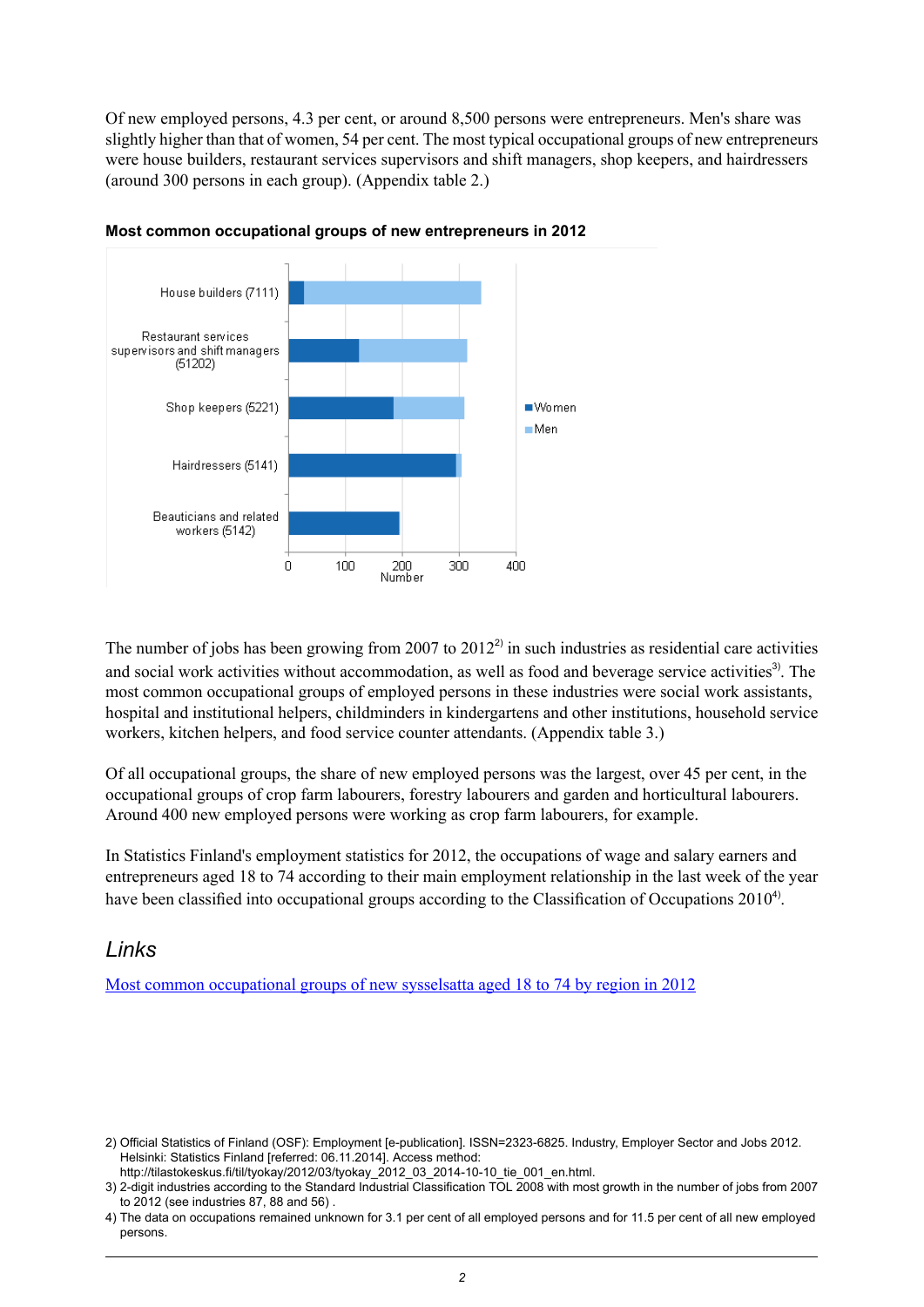Of new employed persons, 4.3 per cent, or around 8,500 persons were entrepreneurs. Men's share was slightly higher than that of women, 54 per cent. The most typical occupational groups of new entrepreneurs were house builders, restaurant services supervisors and shift managers, shop keepers, and hairdressers (around 300 persons in each group). (Appendix table 2.)

**Most common occupational groups of new entrepreneurs in 2012**

The number of jobs has been growing from 2007 to 2012[2] in such industries as residential care activities and social work activities without accommodation, as well as food and beverage service activities[3]. The most common occupational groups of employed persons in these industries were social work assistants, hospital and institutional helpers, childminders in kindergartens and other institutions, household service workers, kitchen helpers, and food service counter attendants. (Appendix table 3.)

Of all occupational groups, the share of new employed persons was the largest, over 45 per cent, in the occupational groups of crop farm labourers, forestry labourers and garden and horticultural labourers. Around 400 new employed persons were working as crop farm labourers, for example.

In Statistics Finland's employment statistics for 2012, the occupations of wage and salary earners and entrepreneurs aged 18 to 74 according to their main employment relationship in the last week of the year have been classified into occupational groups according to the Classification of Occupations 2010[4].

## *Links*

[Most common occupational groups of new sysselsatta aged 18 to 74 by region in 2012]

2) Official Statistics of Finland (OSF): Employment [e-publication]. ISSN=2323-6825. Industry, Employer Sector and Jobs 2012. Helsinki: Statistics Finland [referred: 06.11.2014]. Access method: http://tilastokeskus.fi/til/tyokay/2012/03/tyokay_2012_03_2014-10-10_tie_001_en.html.

3) 2-digit industries according to the Standard Industrial Classification TOL 2008 with most growth in the number of jobs from 2007 to 2012 (see industries 87, 88 and 56) .

4) The data on occupations remained unknown for 3.1 per cent of all employed persons and for 11.5 per cent of all new employed persons.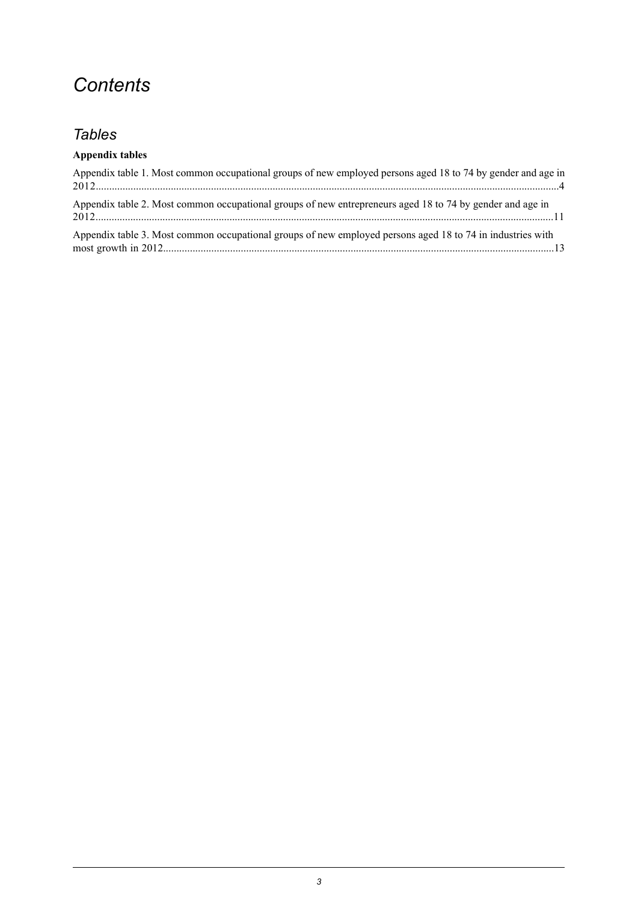# *Contents*

## *Tables*

**Appendix tables**

Appendix table 1. Most common occupational groups of new employed persons aged 18 to 74 by gender and age in 2012........................................................................................................................................................4

Appendix table 2. Most common occupational groups of new entrepreneurs aged 18 to 74 by gender and age in 2012........................................................................................................................................................11

Appendix table 3. Most common occupational groups of new employed persons aged 18 to 74 in industries with most growth in 2012..................................................................................................................................13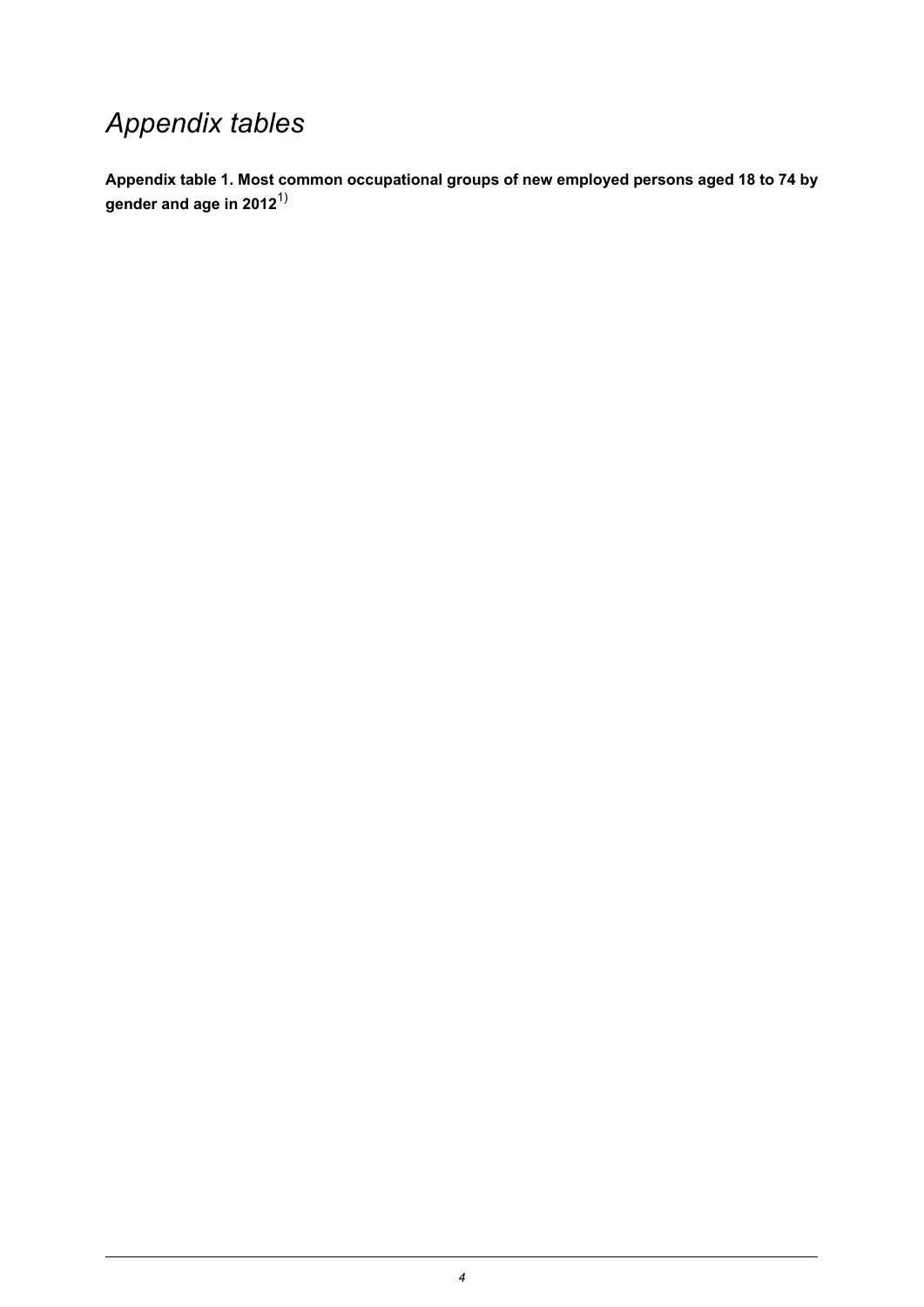# *Appendix tables*

**Appendix table 1. Most common occupational groups of new employed persons aged 18 to 74 by gender and age in 2012**[1)]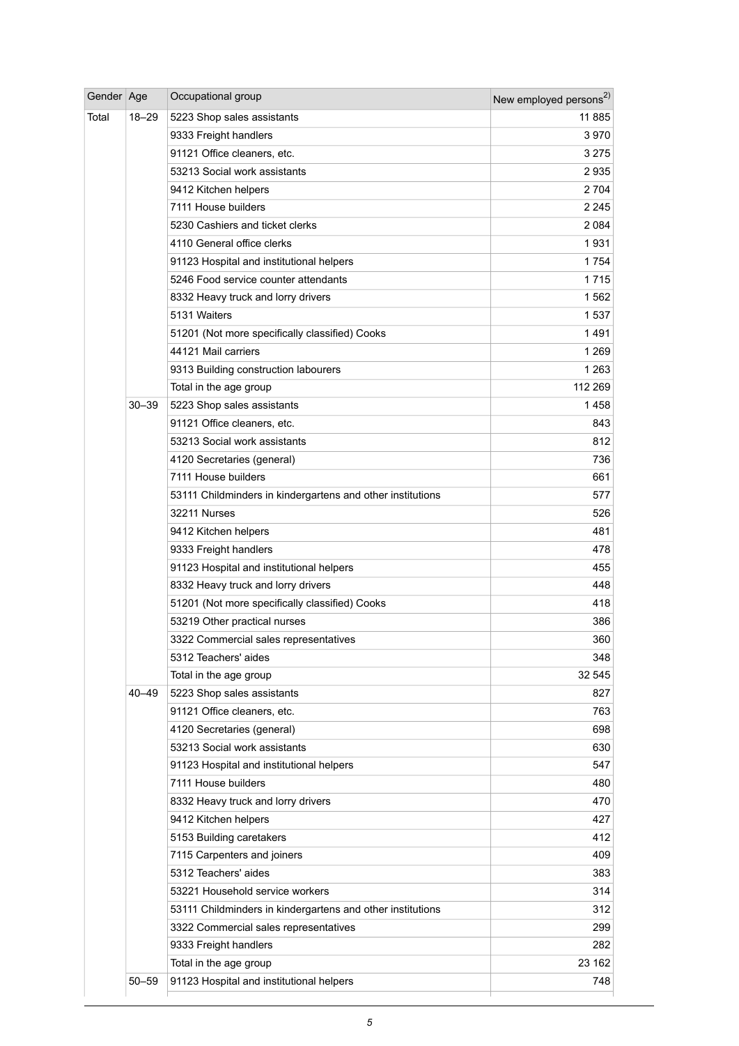| Gender | Age | Occupational group | New employed persons[2)] |
|---|---|---|---|
| Total | 18–29 | 5223 Shop sales assistants | 11 885 |
| | | 9333 Freight handlers | 3 970 |
| | | 91121 Office cleaners, etc. | 3 275 |
| | | 53213 Social work assistants | 2 935 |
| | | 9412 Kitchen helpers | 2 704 |
| | | 7111 House builders | 2 245 |
| | | 5230 Cashiers and ticket clerks | 2 084 |
| | | 4110 General office clerks | 1 931 |
| | | 91123 Hospital and institutional helpers | 1 754 |
| | | 5246 Food service counter attendants | 1 715 |
| | | 8332 Heavy truck and lorry drivers | 1 562 |
| | | 5131 Waiters | 1 537 |
| | | 51201 (Not more specifically classified) Cooks | 1 491 |
| | | 44121 Mail carriers | 1 269 |
| | | 9313 Building construction labourers | 1 263 |
| | | Total in the age group | 112 269 |
| | 30–39 | 5223 Shop sales assistants | 1 458 |
| | | 91121 Office cleaners, etc. | 843 |
| | | 53213 Social work assistants | 812 |
| | | 4120 Secretaries (general) | 736 |
| | | 7111 House builders | 661 |
| | | 53111 Childminders in kindergartens and other institutions | 577 |
| | | 32211 Nurses | 526 |
| | | 9412 Kitchen helpers | 481 |
| | | 9333 Freight handlers | 478 |
| | | 91123 Hospital and institutional helpers | 455 |
| | | 8332 Heavy truck and lorry drivers | 448 |
| | | 51201 (Not more specifically classified) Cooks | 418 |
| | | 53219 Other practical nurses | 386 |
| | | 3322 Commercial sales representatives | 360 |
| | | 5312 Teachers' aides | 348 |
| | | Total in the age group | 32 545 |
| | 40–49 | 5223 Shop sales assistants | 827 |
| | | 91121 Office cleaners, etc. | 763 |
| | | 4120 Secretaries (general) | 698 |
| | | 53213 Social work assistants | 630 |
| | | 91123 Hospital and institutional helpers | 547 |
| | | 7111 House builders | 480 |
| | | 8332 Heavy truck and lorry drivers | 470 |
| | | 9412 Kitchen helpers | 427 |
| | | 5153 Building caretakers | 412 |
| | | 7115 Carpenters and joiners | 409 |
| | | 5312 Teachers' aides | 383 |
| | | 53221 Household service workers | 314 |
| | | 53111 Childminders in kindergartens and other institutions | 312 |
| | | 3322 Commercial sales representatives | 299 |
| | | 9333 Freight handlers | 282 |
| | | Total in the age group | 23 162 |
| | 50–59 | 91123 Hospital and institutional helpers | 748 |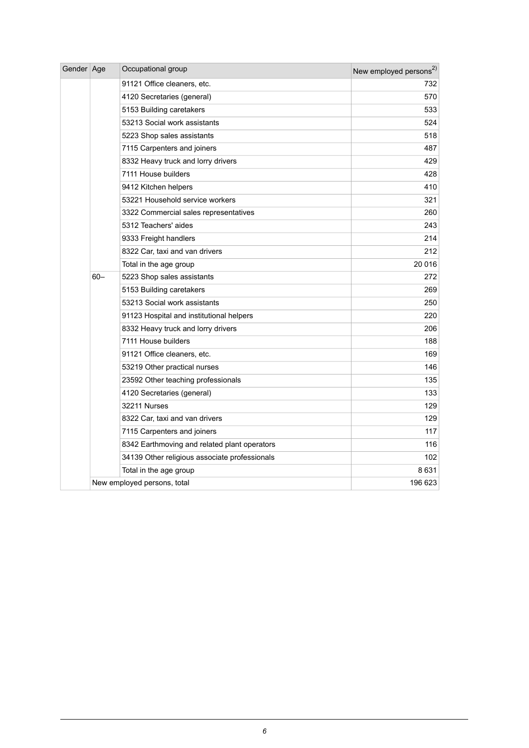| Gender | Age | Occupational group | New employed persons[2)] |
|---|---|---|---|
| | | 91121 Office cleaners, etc. | 732 |
| | | 4120 Secretaries (general) | 570 |
| | | 5153 Building caretakers | 533 |
| | | 53213 Social work assistants | 524 |
| | | 5223 Shop sales assistants | 518 |
| | | 7115 Carpenters and joiners | 487 |
| | | 8332 Heavy truck and lorry drivers | 429 |
| | | 7111 House builders | 428 |
| | | 9412 Kitchen helpers | 410 |
| | | 53221 Household service workers | 321 |
| | | 3322 Commercial sales representatives | 260 |
| | | 5312 Teachers' aides | 243 |
| | | 9333 Freight handlers | 214 |
| | | 8322 Car, taxi and van drivers | 212 |
| | | Total in the age group | 20 016 |
| | 60– | 5223 Shop sales assistants | 272 |
| | | 5153 Building caretakers | 269 |
| | | 53213 Social work assistants | 250 |
| | | 91123 Hospital and institutional helpers | 220 |
| | | 8332 Heavy truck and lorry drivers | 206 |
| | | 7111 House builders | 188 |
| | | 91121 Office cleaners, etc. | 169 |
| | | 53219 Other practical nurses | 146 |
| | | 23592 Other teaching professionals | 135 |
| | | 4120 Secretaries (general) | 133 |
| | | 32211 Nurses | 129 |
| | | 8322 Car, taxi and van drivers | 129 |
| | | 7115 Carpenters and joiners | 117 |
| | | 8342 Earthmoving and related plant operators | 116 |
| | | 34139 Other religious associate professionals | 102 |
| | | Total in the age group | 8 631 |
| | New employed persons, total | | 196 623 |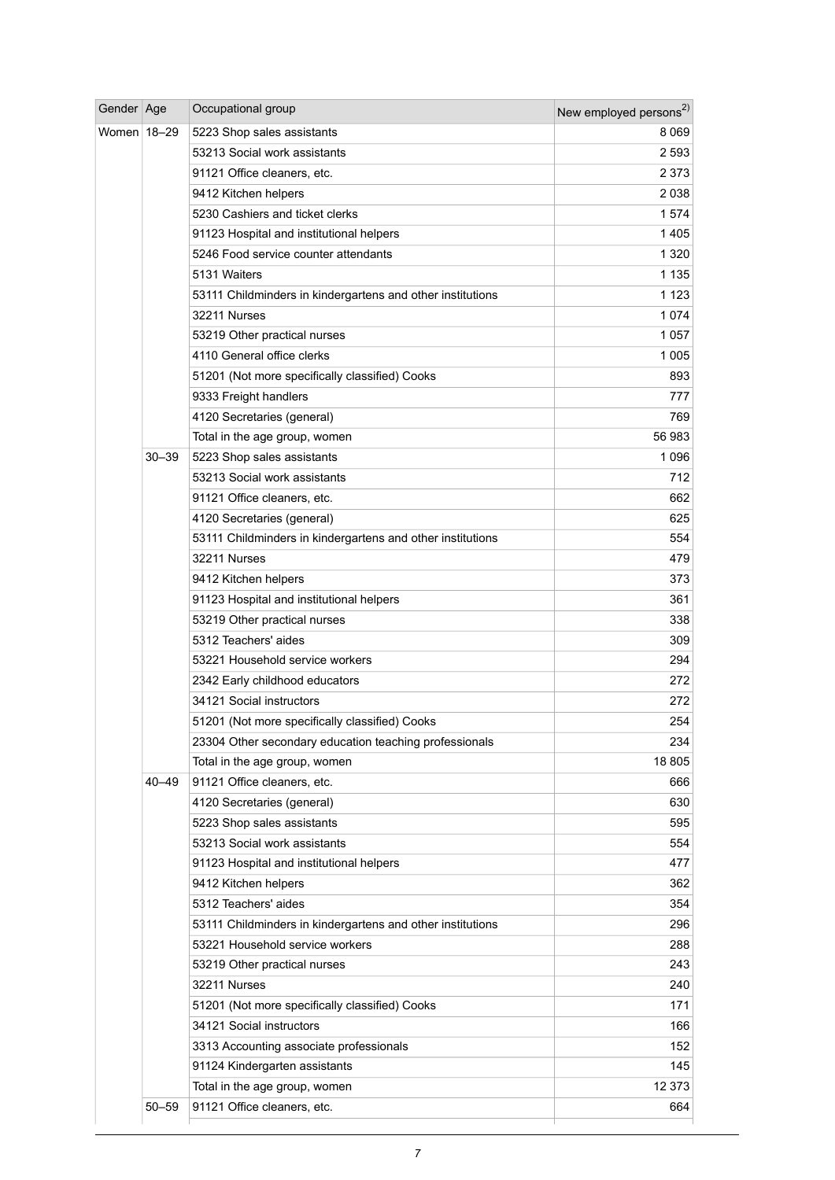| Gender | Age | Occupational group | New employed persons[2)] |
|---|---|---|---|
| Women | 18–29 | 5223 Shop sales assistants | 8 069 |
| | | 53213 Social work assistants | 2 593 |
| | | 91121 Office cleaners, etc. | 2 373 |
| | | 9412 Kitchen helpers | 2 038 |
| | | 5230 Cashiers and ticket clerks | 1 574 |
| | | 91123 Hospital and institutional helpers | 1 405 |
| | | 5246 Food service counter attendants | 1 320 |
| | | 5131 Waiters | 1 135 |
| | | 53111 Childminders in kindergartens and other institutions | 1 123 |
| | | 32211 Nurses | 1 074 |
| | | 53219 Other practical nurses | 1 057 |
| | | 4110 General office clerks | 1 005 |
| | | 51201 (Not more specifically classified) Cooks | 893 |
| | | 9333 Freight handlers | 777 |
| | | 4120 Secretaries (general) | 769 |
| | | Total in the age group, women | 56 983 |
| | 30–39 | 5223 Shop sales assistants | 1 096 |
| | | 53213 Social work assistants | 712 |
| | | 91121 Office cleaners, etc. | 662 |
| | | 4120 Secretaries (general) | 625 |
| | | 53111 Childminders in kindergartens and other institutions | 554 |
| | | 32211 Nurses | 479 |
| | | 9412 Kitchen helpers | 373 |
| | | 91123 Hospital and institutional helpers | 361 |
| | | 53219 Other practical nurses | 338 |
| | | 5312 Teachers' aides | 309 |
| | | 53221 Household service workers | 294 |
| | | 2342 Early childhood educators | 272 |
| | | 34121 Social instructors | 272 |
| | | 51201 (Not more specifically classified) Cooks | 254 |
| | | 23304 Other secondary education teaching professionals | 234 |
| | | Total in the age group, women | 18 805 |
| | 40–49 | 91121 Office cleaners, etc. | 666 |
| | | 4120 Secretaries (general) | 630 |
| | | 5223 Shop sales assistants | 595 |
| | | 53213 Social work assistants | 554 |
| | | 91123 Hospital and institutional helpers | 477 |
| | | 9412 Kitchen helpers | 362 |
| | | 5312 Teachers' aides | 354 |
| | | 53111 Childminders in kindergartens and other institutions | 296 |
| | | 53221 Household service workers | 288 |
| | | 53219 Other practical nurses | 243 |
| | | 32211 Nurses | 240 |
| | | 51201 (Not more specifically classified) Cooks | 171 |
| | | 34121 Social instructors | 166 |
| | | 3313 Accounting associate professionals | 152 |
| | | 91124 Kindergarten assistants | 145 |
| | | Total in the age group, women | 12 373 |
| | 50–59 | 91121 Office cleaners, etc. | 664 |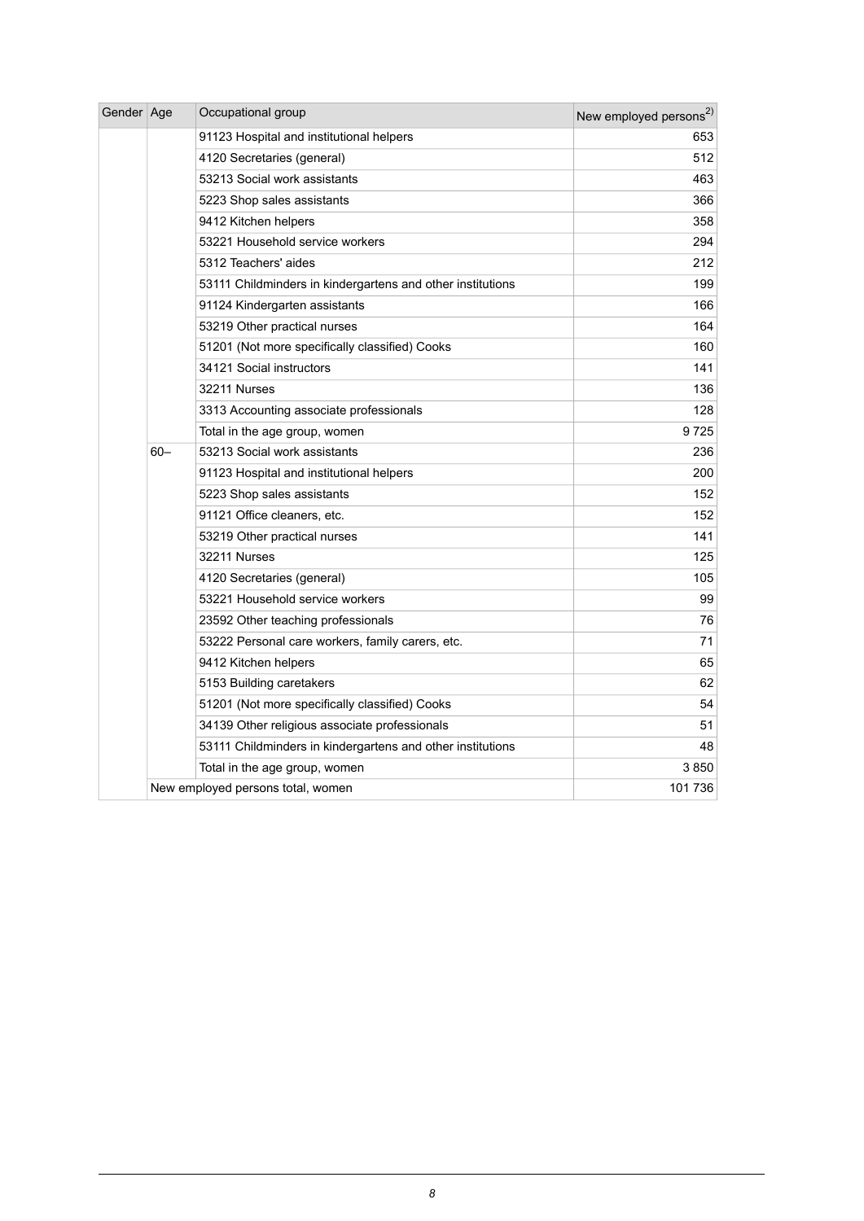| Gender | Age | Occupational group | New employed persons[2)] |
|---|---|---|---|
| | | 91123 Hospital and institutional helpers | 653 |
| | | 4120 Secretaries (general) | 512 |
| | | 53213 Social work assistants | 463 |
| | | 5223 Shop sales assistants | 366 |
| | | 9412 Kitchen helpers | 358 |
| | | 53221 Household service workers | 294 |
| | | 5312 Teachers' aides | 212 |
| | | 53111 Childminders in kindergartens and other institutions | 199 |
| | | 91124 Kindergarten assistants | 166 |
| | | 53219 Other practical nurses | 164 |
| | | 51201 (Not more specifically classified) Cooks | 160 |
| | | 34121 Social instructors | 141 |
| | | 32211 Nurses | 136 |
| | | 3313 Accounting associate professionals | 128 |
| | | Total in the age group, women | 9 725 |
| | 60– | 53213 Social work assistants | 236 |
| | | 91123 Hospital and institutional helpers | 200 |
| | | 5223 Shop sales assistants | 152 |
| | | 91121 Office cleaners, etc. | 152 |
| | | 53219 Other practical nurses | 141 |
| | | 32211 Nurses | 125 |
| | | 4120 Secretaries (general) | 105 |
| | | 53221 Household service workers | 99 |
| | | 23592 Other teaching professionals | 76 |
| | | 53222 Personal care workers, family carers, etc. | 71 |
| | | 9412 Kitchen helpers | 65 |
| | | 5153 Building caretakers | 62 |
| | | 51201 (Not more specifically classified) Cooks | 54 |
| | | 34139 Other religious associate professionals | 51 |
| | | 53111 Childminders in kindergartens and other institutions | 48 |
| | | Total in the age group, women | 3 850 |
| | New employed persons total, women | | 101 736 |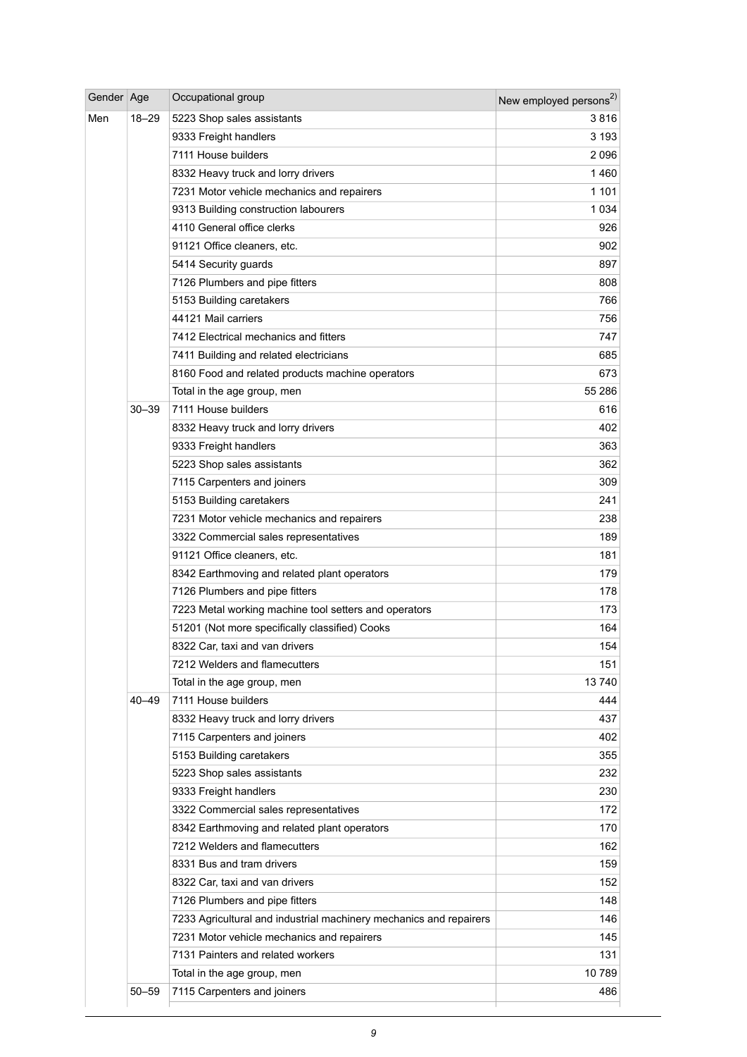| Gender | Age | Occupational group | New employed persons[2)] |
|---|---|---|---|
| Men | 18–29 | 5223 Shop sales assistants | 3 816 |
| | | 9333 Freight handlers | 3 193 |
| | | 7111 House builders | 2 096 |
| | | 8332 Heavy truck and lorry drivers | 1 460 |
| | | 7231 Motor vehicle mechanics and repairers | 1 101 |
| | | 9313 Building construction labourers | 1 034 |
| | | 4110 General office clerks | 926 |
| | | 91121 Office cleaners, etc. | 902 |
| | | 5414 Security guards | 897 |
| | | 7126 Plumbers and pipe fitters | 808 |
| | | 5153 Building caretakers | 766 |
| | | 44121 Mail carriers | 756 |
| | | 7412 Electrical mechanics and fitters | 747 |
| | | 7411 Building and related electricians | 685 |
| | | 8160 Food and related products machine operators | 673 |
| | | Total in the age group, men | 55 286 |
| | 30–39 | 7111 House builders | 616 |
| | | 8332 Heavy truck and lorry drivers | 402 |
| | | 9333 Freight handlers | 363 |
| | | 5223 Shop sales assistants | 362 |
| | | 7115 Carpenters and joiners | 309 |
| | | 5153 Building caretakers | 241 |
| | | 7231 Motor vehicle mechanics and repairers | 238 |
| | | 3322 Commercial sales representatives | 189 |
| | | 91121 Office cleaners, etc. | 181 |
| | | 8342 Earthmoving and related plant operators | 179 |
| | | 7126 Plumbers and pipe fitters | 178 |
| | | 7223 Metal working machine tool setters and operators | 173 |
| | | 51201 (Not more specifically classified) Cooks | 164 |
| | | 8322 Car, taxi and van drivers | 154 |
| | | 7212 Welders and flamecutters | 151 |
| | | Total in the age group, men | 13 740 |
| | 40–49 | 7111 House builders | 444 |
| | | 8332 Heavy truck and lorry drivers | 437 |
| | | 7115 Carpenters and joiners | 402 |
| | | 5153 Building caretakers | 355 |
| | | 5223 Shop sales assistants | 232 |
| | | 9333 Freight handlers | 230 |
| | | 3322 Commercial sales representatives | 172 |
| | | 8342 Earthmoving and related plant operators | 170 |
| | | 7212 Welders and flamecutters | 162 |
| | | 8331 Bus and tram drivers | 159 |
| | | 8322 Car, taxi and van drivers | 152 |
| | | 7126 Plumbers and pipe fitters | 148 |
| | | 7233 Agricultural and industrial machinery mechanics and repairers | 146 |
| | | 7231 Motor vehicle mechanics and repairers | 145 |
| | | 7131 Painters and related workers | 131 |
| | | Total in the age group, men | 10 789 |
| | 50–59 | 7115 Carpenters and joiners | 486 |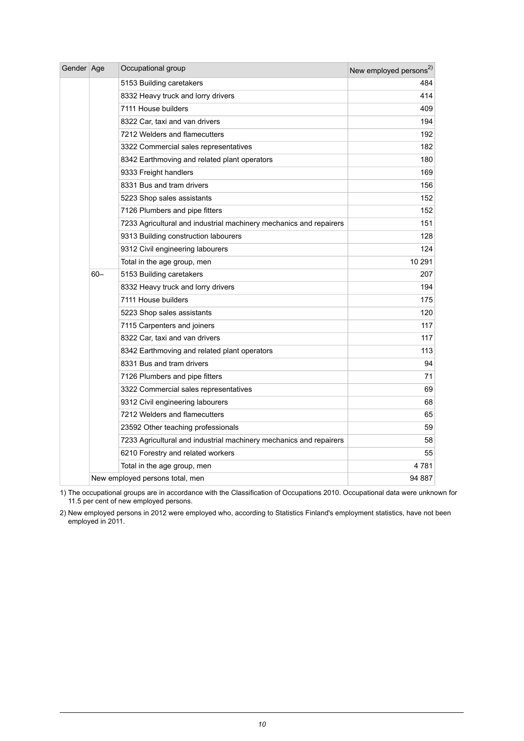| Gender | Age | Occupational group | New employed persons[2)] |
|---|---|---|---|
| | | 5153 Building caretakers | 484 |
| | | 8332 Heavy truck and lorry drivers | 414 |
| | | 7111 House builders | 409 |
| | | 8322 Car, taxi and van drivers | 194 |
| | | 7212 Welders and flamecutters | 192 |
| | | 3322 Commercial sales representatives | 182 |
| | | 8342 Earthmoving and related plant operators | 180 |
| | | 9333 Freight handlers | 169 |
| | | 8331 Bus and tram drivers | 156 |
| | | 5223 Shop sales assistants | 152 |
| | | 7126 Plumbers and pipe fitters | 152 |
| | | 7233 Agricultural and industrial machinery mechanics and repairers | 151 |
| | | 9313 Building construction labourers | 128 |
| | | 9312 Civil engineering labourers | 124 |
| | | Total in the age group, men | 10 291 |
| | 60– | 5153 Building caretakers | 207 |
| | | 8332 Heavy truck and lorry drivers | 194 |
| | | 7111 House builders | 175 |
| | | 5223 Shop sales assistants | 120 |
| | | 7115 Carpenters and joiners | 117 |
| | | 8322 Car, taxi and van drivers | 117 |
| | | 8342 Earthmoving and related plant operators | 113 |
| | | 8331 Bus and tram drivers | 94 |
| | | 7126 Plumbers and pipe fitters | 71 |
| | | 3322 Commercial sales representatives | 69 |
| | | 9312 Civil engineering labourers | 68 |
| | | 7212 Welders and flamecutters | 65 |
| | | 23592 Other teaching professionals | 59 |
| | | 7233 Agricultural and industrial machinery mechanics and repairers | 58 |
| | | 6210 Forestry and related workers | 55 |
| | | Total in the age group, men | 4 781 |
| | New employed persons total, men | | 94 887 |

1) The occupational groups are in accordance with the Classification of Occupations 2010. Occupational data were unknown for 11.5 per cent of new employed persons.

2) New employed persons in 2012 were employed who, according to Statistics Finland's employment statistics, have not been employed in 2011.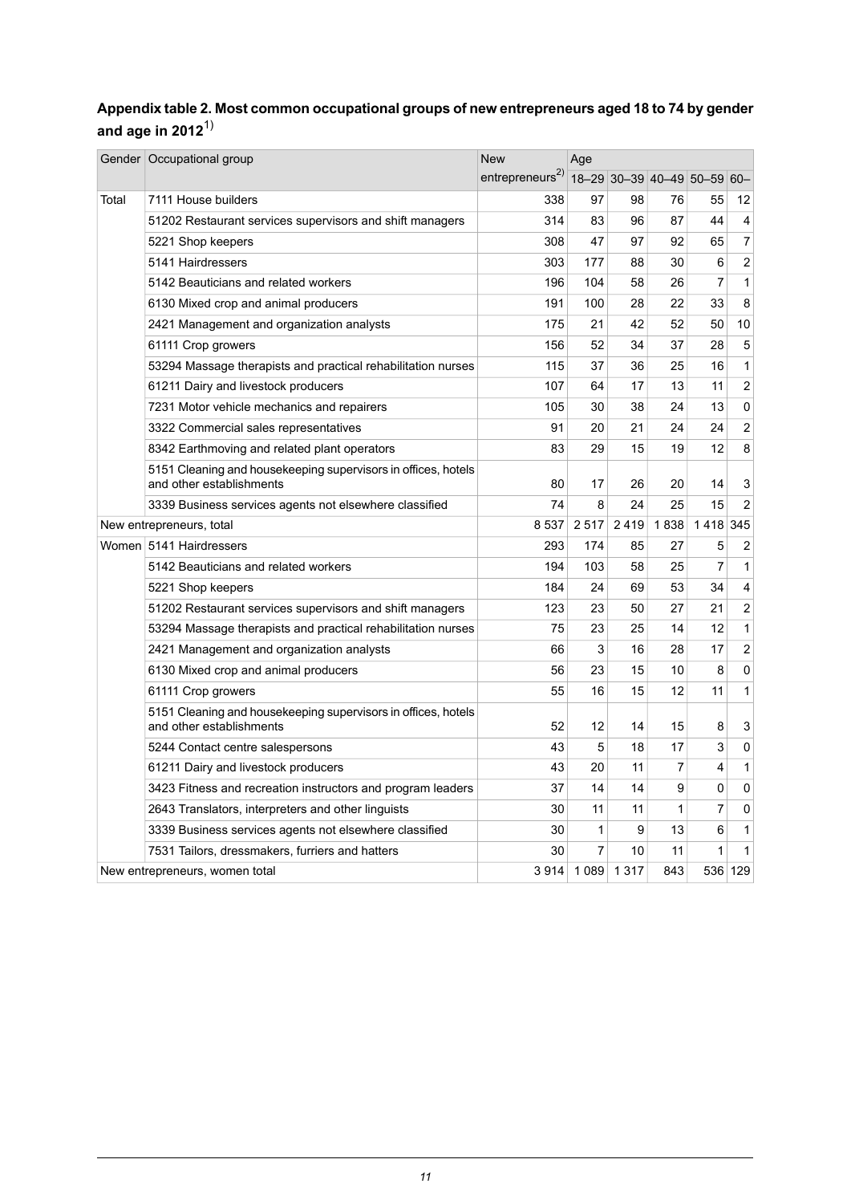## Appendix table 2. Most common occupational groups of new entrepreneurs aged 18 to 74 by gender and age in 2012[1)]

| Gender | Occupational group | New entrepreneurs[2)] | Age | | | | |
|---|---|---|---|---|---|---|---|
| | | | 18–29 | 30–39 | 40–49 | 50–59 | 60– |
| Total | 7111 House builders | 338 | 97 | 98 | 76 | 55 | 12 |
| | 51202 Restaurant services supervisors and shift managers | 314 | 83 | 96 | 87 | 44 | 4 |
| | 5221 Shop keepers | 308 | 47 | 97 | 92 | 65 | 7 |
| | 5141 Hairdressers | 303 | 177 | 88 | 30 | 6 | 2 |
| | 5142 Beauticians and related workers | 196 | 104 | 58 | 26 | 7 | 1 |
| | 6130 Mixed crop and animal producers | 191 | 100 | 28 | 22 | 33 | 8 |
| | 2421 Management and organization analysts | 175 | 21 | 42 | 52 | 50 | 10 |
| | 61111 Crop growers | 156 | 52 | 34 | 37 | 28 | 5 |
| | 53294 Massage therapists and practical rehabilitation nurses | 115 | 37 | 36 | 25 | 16 | 1 |
| | 61211 Dairy and livestock producers | 107 | 64 | 17 | 13 | 11 | 2 |
| | 7231 Motor vehicle mechanics and repairers | 105 | 30 | 38 | 24 | 13 | 0 |
| | 3322 Commercial sales representatives | 91 | 20 | 21 | 24 | 24 | 2 |
| | 8342 Earthmoving and related plant operators | 83 | 29 | 15 | 19 | 12 | 8 |
| | 5151 Cleaning and housekeeping supervisors in offices, hotels and other establishments | 80 | 17 | 26 | 20 | 14 | 3 |
| | 3339 Business services agents not elsewhere classified | 74 | 8 | 24 | 25 | 15 | 2 |
| New entrepreneurs, total | | 8 537 | 2 517 | 2 419 | 1 838 | 1 418 | 345 |
| Women | 5141 Hairdressers | 293 | 174 | 85 | 27 | 5 | 2 |
| | 5142 Beauticians and related workers | 194 | 103 | 58 | 25 | 7 | 1 |
| | 5221 Shop keepers | 184 | 24 | 69 | 53 | 34 | 4 |
| | 51202 Restaurant services supervisors and shift managers | 123 | 23 | 50 | 27 | 21 | 2 |
| | 53294 Massage therapists and practical rehabilitation nurses | 75 | 23 | 25 | 14 | 12 | 1 |
| | 2421 Management and organization analysts | 66 | 3 | 16 | 28 | 17 | 2 |
| | 6130 Mixed crop and animal producers | 56 | 23 | 15 | 10 | 8 | 0 |
| | 61111 Crop growers | 55 | 16 | 15 | 12 | 11 | 1 |
| | 5151 Cleaning and housekeeping supervisors in offices, hotels and other establishments | 52 | 12 | 14 | 15 | 8 | 3 |
| | 5244 Contact centre salespersons | 43 | 5 | 18 | 17 | 3 | 0 |
| | 61211 Dairy and livestock producers | 43 | 20 | 11 | 7 | 4 | 1 |
| | 3423 Fitness and recreation instructors and program leaders | 37 | 14 | 14 | 9 | 0 | 0 |
| | 2643 Translators, interpreters and other linguists | 30 | 11 | 11 | 1 | 7 | 0 |
| | 3339 Business services agents not elsewhere classified | 30 | 1 | 9 | 13 | 6 | 1 |
| | 7531 Tailors, dressmakers, furriers and hatters | 30 | 7 | 10 | 11 | 1 | 1 |
| New entrepreneurs, women total | | 3 914 | 1 089 | 1 317 | 843 | 536 | 129 |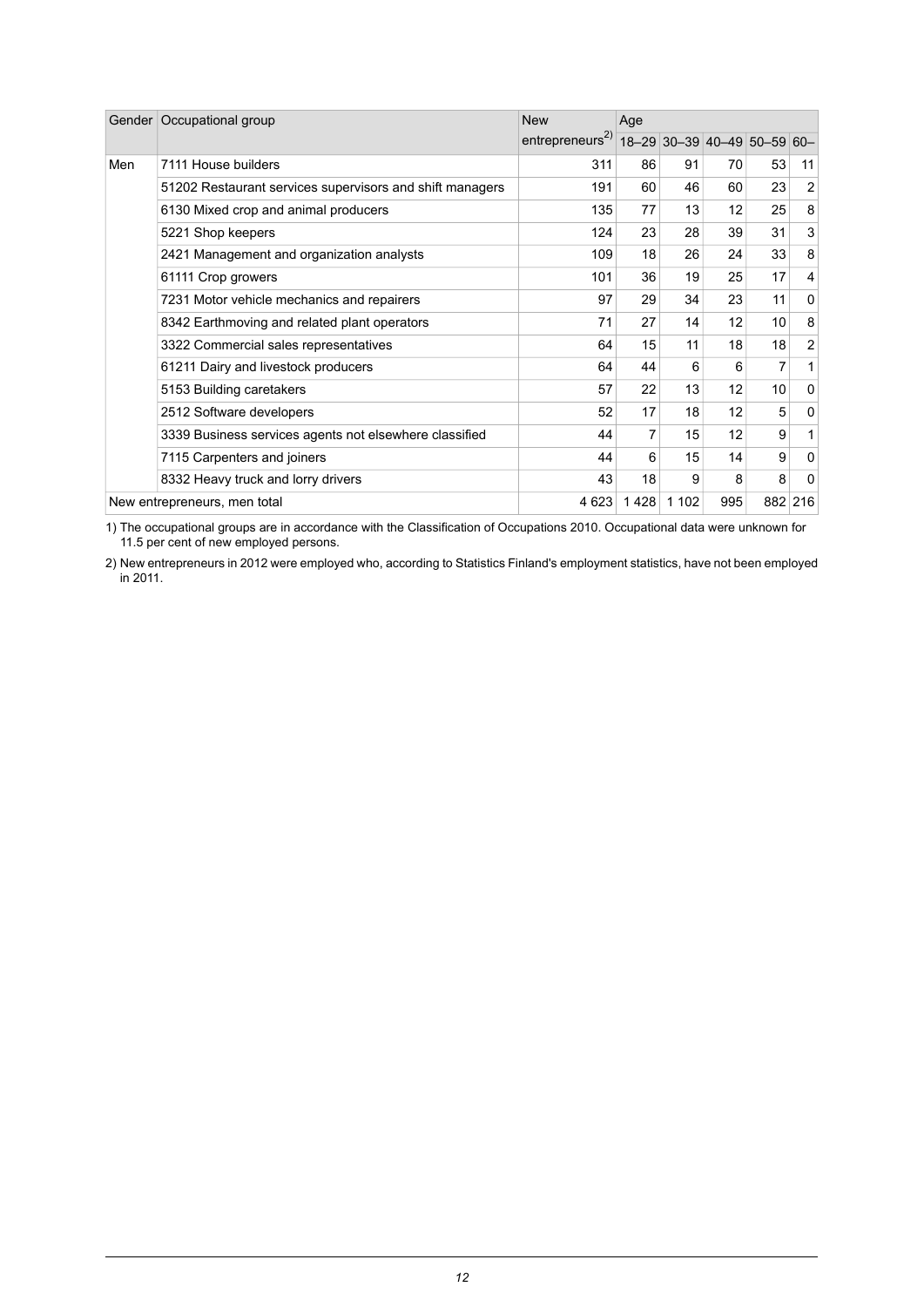| Gender | Occupational group | New entrepreneurs[2] | Age | | | | |
|---|---|---|---|---|---|---|---|
| | | | 18–29 | 30–39 | 40–49 | 50–59 | 60– |
| Men | 7111 House builders | 311 | 86 | 91 | 70 | 53 | 11 |
| | 51202 Restaurant services supervisors and shift managers | 191 | 60 | 46 | 60 | 23 | 2 |
| | 6130 Mixed crop and animal producers | 135 | 77 | 13 | 12 | 25 | 8 |
| | 5221 Shop keepers | 124 | 23 | 28 | 39 | 31 | 3 |
| | 2421 Management and organization analysts | 109 | 18 | 26 | 24 | 33 | 8 |
| | 61111 Crop growers | 101 | 36 | 19 | 25 | 17 | 4 |
| | 7231 Motor vehicle mechanics and repairers | 97 | 29 | 34 | 23 | 11 | 0 |
| | 8342 Earthmoving and related plant operators | 71 | 27 | 14 | 12 | 10 | 8 |
| | 3322 Commercial sales representatives | 64 | 15 | 11 | 18 | 18 | 2 |
| | 61211 Dairy and livestock producers | 64 | 44 | 6 | 6 | 7 | 1 |
| | 5153 Building caretakers | 57 | 22 | 13 | 12 | 10 | 0 |
| | 2512 Software developers | 52 | 17 | 18 | 12 | 5 | 0 |
| | 3339 Business services agents not elsewhere classified | 44 | 7 | 15 | 12 | 9 | 1 |
| | 7115 Carpenters and joiners | 44 | 6 | 15 | 14 | 9 | 0 |
| | 8332 Heavy truck and lorry drivers | 43 | 18 | 9 | 8 | 8 | 0 |
| New entrepreneurs, men total | | 4 623 | 1 428 | 1 102 | 995 | 882 | 216 |

1) The occupational groups are in accordance with the Classification of Occupations 2010. Occupational data were unknown for 11.5 per cent of new employed persons.

2) New entrepreneurs in 2012 were employed who, according to Statistics Finland's employment statistics, have not been employed in 2011.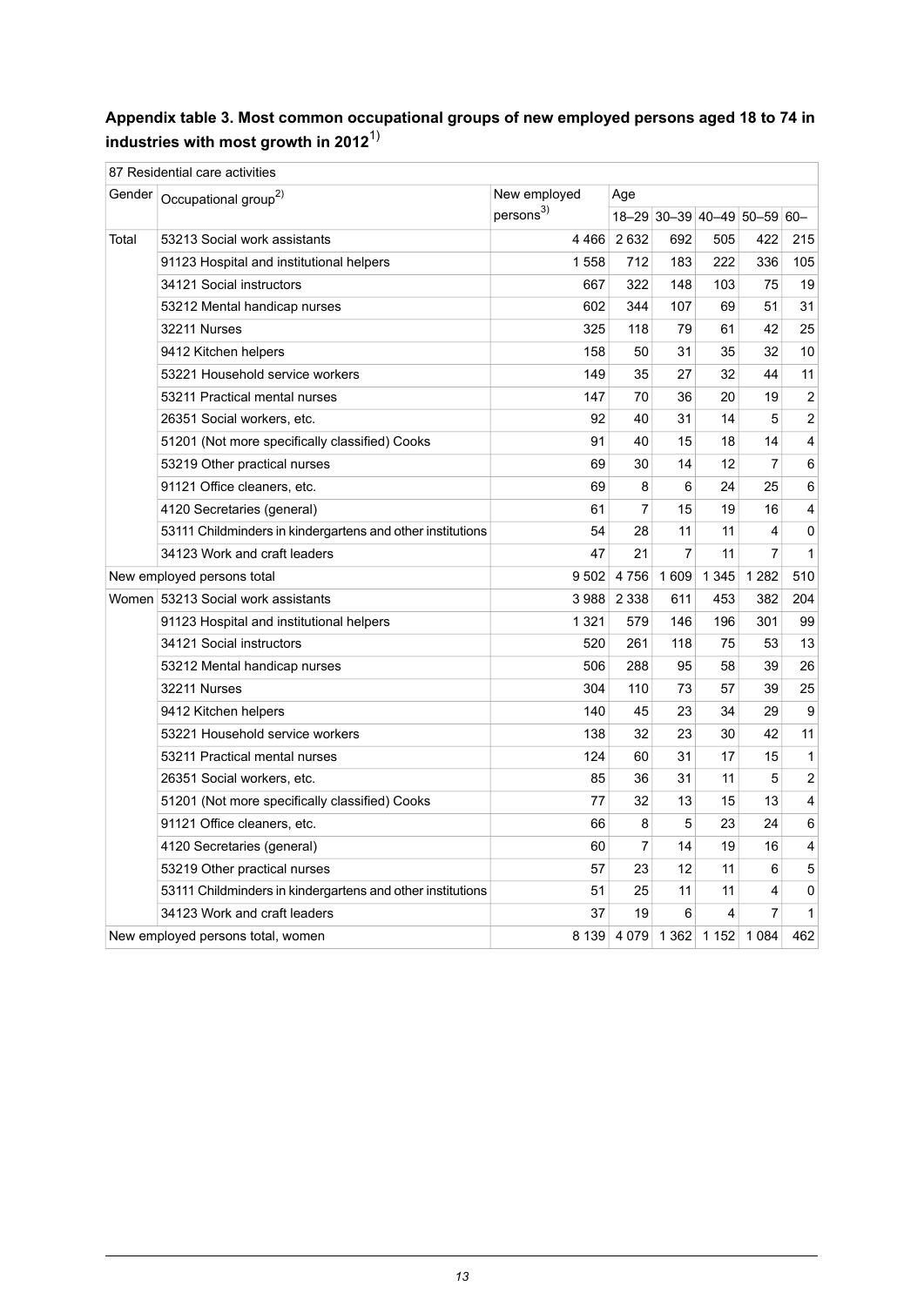## Appendix table 3. Most common occupational groups of new employed persons aged 18 to 74 in industries with most growth in 2012[1)]

| 87 Residential care activities | | | | | | | | |
|---|---|---|---|---|---|---|---|---|
| Gender | Occupational group[2)] | New employed persons[3)] | Age | | | | | |
| | | | 18–29 | 30–39 | 40–49 | 50–59 | 60– | |
| Total | 53213 Social work assistants | 4 466 | 2 632 | 692 | 505 | 422 | 215 | |
| | 91123 Hospital and institutional helpers | 1 558 | 712 | 183 | 222 | 336 | 105 | |
| | 34121 Social instructors | 667 | 322 | 148 | 103 | 75 | 19 | |
| | 53212 Mental handicap nurses | 602 | 344 | 107 | 69 | 51 | 31 | |
| | 32211 Nurses | 325 | 118 | 79 | 61 | 42 | 25 | |
| | 9412 Kitchen helpers | 158 | 50 | 31 | 35 | 32 | 10 | |
| | 53221 Household service workers | 149 | 35 | 27 | 32 | 44 | 11 | |
| | 53211 Practical mental nurses | 147 | 70 | 36 | 20 | 19 | 2 | |
| | 26351 Social workers, etc. | 92 | 40 | 31 | 14 | 5 | 2 | |
| | 51201 (Not more specifically classified) Cooks | 91 | 40 | 15 | 18 | 14 | 4 | |
| | 53219 Other practical nurses | 69 | 30 | 14 | 12 | 7 | 6 | |
| | 91121 Office cleaners, etc. | 69 | 8 | 6 | 24 | 25 | 6 | |
| | 4120 Secretaries (general) | 61 | 7 | 15 | 19 | 16 | 4 | |
| | 53111 Childminders in kindergartens and other institutions | 54 | 28 | 11 | 11 | 4 | 0 | |
| | 34123 Work and craft leaders | 47 | 21 | 7 | 11 | 7 | 1 | |
| New employed persons total | | 9 502 | 4 756 | 1 609 | 1 345 | 1 282 | 510 | |
| Women | 53213 Social work assistants | 3 988 | 2 338 | 611 | 453 | 382 | 204 | |
| | 91123 Hospital and institutional helpers | 1 321 | 579 | 146 | 196 | 301 | 99 | |
| | 34121 Social instructors | 520 | 261 | 118 | 75 | 53 | 13 | |
| | 53212 Mental handicap nurses | 506 | 288 | 95 | 58 | 39 | 26 | |
| | 32211 Nurses | 304 | 110 | 73 | 57 | 39 | 25 | |
| | 9412 Kitchen helpers | 140 | 45 | 23 | 34 | 29 | 9 | |
| | 53221 Household service workers | 138 | 32 | 23 | 30 | 42 | 11 | |
| | 53211 Practical mental nurses | 124 | 60 | 31 | 17 | 15 | 1 | |
| | 26351 Social workers, etc. | 85 | 36 | 31 | 11 | 5 | 2 | |
| | 51201 (Not more specifically classified) Cooks | 77 | 32 | 13 | 15 | 13 | 4 | |
| | 91121 Office cleaners, etc. | 66 | 8 | 5 | 23 | 24 | 6 | |
| | 4120 Secretaries (general) | 60 | 7 | 14 | 19 | 16 | 4 | |
| | 53219 Other practical nurses | 57 | 23 | 12 | 11 | 6 | 5 | |
| | 53111 Childminders in kindergartens and other institutions | 51 | 25 | 11 | 11 | 4 | 0 | |
| | 34123 Work and craft leaders | 37 | 19 | 6 | 4 | 7 | 1 | |
| New employed persons total, women | | 8 139 | 4 079 | 1 362 | 1 152 | 1 084 | 462 | |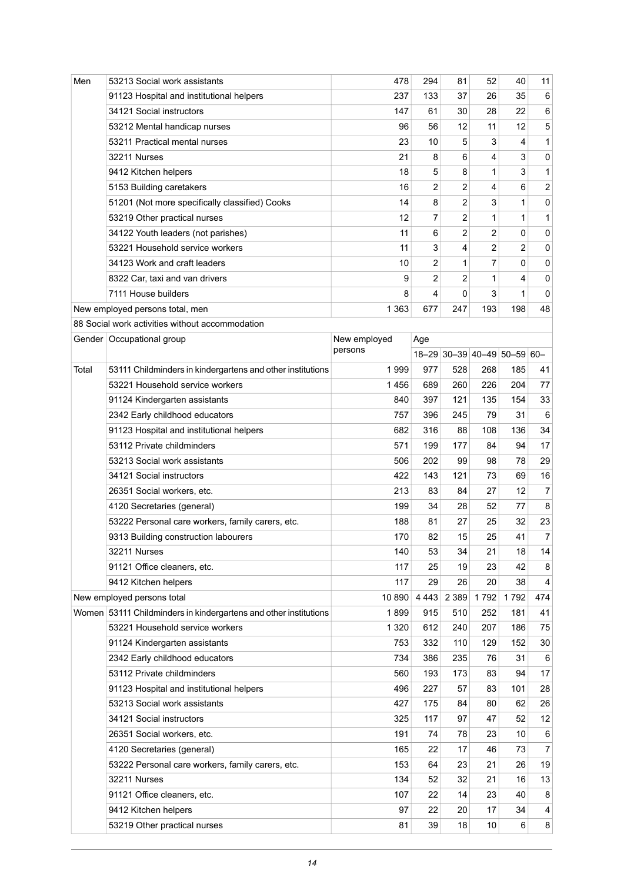| Gender | Occupational group | New employed persons | 18–29 | 30–39 | 40–49 | 50–59 | 60– |
|---|---|---|---|---|---|---|---|
| Men | 53213 Social work assistants | 478 | 294 | 81 | 52 | 40 | 11 |
| | 91123 Hospital and institutional helpers | 237 | 133 | 37 | 26 | 35 | 6 |
| | 34121 Social instructors | 147 | 61 | 30 | 28 | 22 | 6 |
| | 53212 Mental handicap nurses | 96 | 56 | 12 | 11 | 12 | 5 |
| | 53211 Practical mental nurses | 23 | 10 | 5 | 3 | 4 | 1 |
| | 32211 Nurses | 21 | 8 | 6 | 4 | 3 | 0 |
| | 9412 Kitchen helpers | 18 | 5 | 8 | 1 | 3 | 1 |
| | 5153 Building caretakers | 16 | 2 | 2 | 4 | 6 | 2 |
| | 51201 (Not more specifically classified) Cooks | 14 | 8 | 2 | 3 | 1 | 0 |
| | 53219 Other practical nurses | 12 | 7 | 2 | 1 | 1 | 1 |
| | 34122 Youth leaders (not parishes) | 11 | 6 | 2 | 2 | 0 | 0 |
| | 53221 Household service workers | 11 | 3 | 4 | 2 | 2 | 0 |
| | 34123 Work and craft leaders | 10 | 2 | 1 | 7 | 0 | 0 |
| | 8322 Car, taxi and van drivers | 9 | 2 | 2 | 1 | 4 | 0 |
| | 7111 House builders | 8 | 4 | 0 | 3 | 1 | 0 |
| New employed persons total, men | | 1 363 | 677 | 247 | 193 | 198 | 48 |

88 Social work activities without accommodation

| Gender | Occupational group | New employed persons | Age | | | | |
|---|---|---|---|---|---|---|---|
| | | | 18–29 | 30–39 | 40–49 | 50–59 | 60– |
| Total | 53111 Childminders in kindergartens and other institutions | 1 999 | 977 | 528 | 268 | 185 | 41 |
| | 53221 Household service workers | 1 456 | 689 | 260 | 226 | 204 | 77 |
| | 91124 Kindergarten assistants | 840 | 397 | 121 | 135 | 154 | 33 |
| | 2342 Early childhood educators | 757 | 396 | 245 | 79 | 31 | 6 |
| | 91123 Hospital and institutional helpers | 682 | 316 | 88 | 108 | 136 | 34 |
| | 53112 Private childminders | 571 | 199 | 177 | 84 | 94 | 17 |
| | 53213 Social work assistants | 506 | 202 | 99 | 98 | 78 | 29 |
| | 34121 Social instructors | 422 | 143 | 121 | 73 | 69 | 16 |
| | 26351 Social workers, etc. | 213 | 83 | 84 | 27 | 12 | 7 |
| | 4120 Secretaries (general) | 199 | 34 | 28 | 52 | 77 | 8 |
| | 53222 Personal care workers, family carers, etc. | 188 | 81 | 27 | 25 | 32 | 23 |
| | 9313 Building construction labourers | 170 | 82 | 15 | 25 | 41 | 7 |
| | 32211 Nurses | 140 | 53 | 34 | 21 | 18 | 14 |
| | 91121 Office cleaners, etc. | 117 | 25 | 19 | 23 | 42 | 8 |
| | 9412 Kitchen helpers | 117 | 29 | 26 | 20 | 38 | 4 |
| New employed persons total | | 10 890 | 4 443 | 2 389 | 1 792 | 1 792 | 474 |
| Women | 53111 Childminders in kindergartens and other institutions | 1 899 | 915 | 510 | 252 | 181 | 41 |
| | 53221 Household service workers | 1 320 | 612 | 240 | 207 | 186 | 75 |
| | 91124 Kindergarten assistants | 753 | 332 | 110 | 129 | 152 | 30 |
| | 2342 Early childhood educators | 734 | 386 | 235 | 76 | 31 | 6 |
| | 53112 Private childminders | 560 | 193 | 173 | 83 | 94 | 17 |
| | 91123 Hospital and institutional helpers | 496 | 227 | 57 | 83 | 101 | 28 |
| | 53213 Social work assistants | 427 | 175 | 84 | 80 | 62 | 26 |
| | 34121 Social instructors | 325 | 117 | 97 | 47 | 52 | 12 |
| | 26351 Social workers, etc. | 191 | 74 | 78 | 23 | 10 | 6 |
| | 4120 Secretaries (general) | 165 | 22 | 17 | 46 | 73 | 7 |
| | 53222 Personal care workers, family carers, etc. | 153 | 64 | 23 | 21 | 26 | 19 |
| | 32211 Nurses | 134 | 52 | 32 | 21 | 16 | 13 |
| | 91121 Office cleaners, etc. | 107 | 22 | 14 | 23 | 40 | 8 |
| | 9412 Kitchen helpers | 97 | 22 | 20 | 17 | 34 | 4 |
| | 53219 Other practical nurses | 81 | 39 | 18 | 10 | 6 | 8 |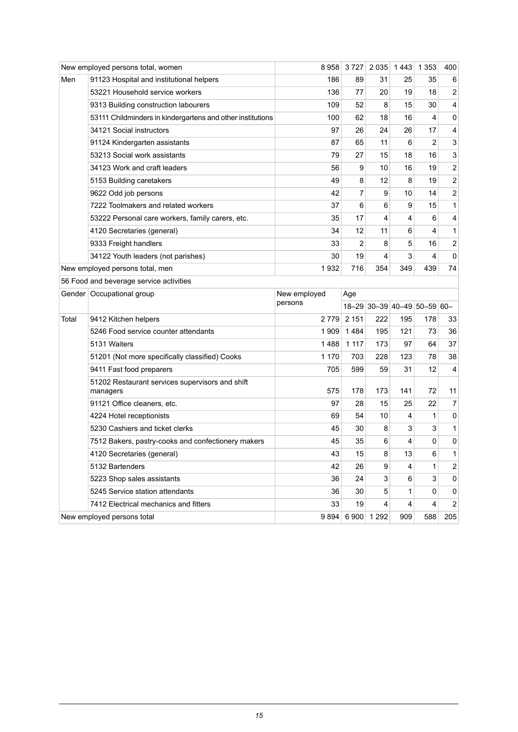| | | | | | | | |
|---|---|---|---|---|---|---|---|
| New employed persons total, women | | 8 958 | 3 727 | 2 035 | 1 443 | 1 353 | 400 |
| Men | 91123 Hospital and institutional helpers | 186 | 89 | 31 | 25 | 35 | 6 |
| | 53221 Household service workers | 136 | 77 | 20 | 19 | 18 | 2 |
| | 9313 Building construction labourers | 109 | 52 | 8 | 15 | 30 | 4 |
| | 53111 Childminders in kindergartens and other institutions | 100 | 62 | 18 | 16 | 4 | 0 |
| | 34121 Social instructors | 97 | 26 | 24 | 26 | 17 | 4 |
| | 91124 Kindergarten assistants | 87 | 65 | 11 | 6 | 2 | 3 |
| | 53213 Social work assistants | 79 | 27 | 15 | 18 | 16 | 3 |
| | 34123 Work and craft leaders | 56 | 9 | 10 | 16 | 19 | 2 |
| | 5153 Building caretakers | 49 | 8 | 12 | 8 | 19 | 2 |
| | 9622 Odd job persons | 42 | 7 | 9 | 10 | 14 | 2 |
| | 7222 Toolmakers and related workers | 37 | 6 | 6 | 9 | 15 | 1 |
| | 53222 Personal care workers, family carers, etc. | 35 | 17 | 4 | 4 | 6 | 4 |
| | 4120 Secretaries (general) | 34 | 12 | 11 | 6 | 4 | 1 |
| | 9333 Freight handlers | 33 | 2 | 8 | 5 | 16 | 2 |
| | 34122 Youth leaders (not parishes) | 30 | 19 | 4 | 3 | 4 | 0 |
| New employed persons total, men | | 1 932 | 716 | 354 | 349 | 439 | 74 |

56 Food and beverage service activities

| Gender | Occupational group | New employed persons | Age | | | | |
|---|---|---|---|---|---|---|---|
| | | | 18–29 | 30–39 | 40–49 | 50–59 | 60– |
| Total | 9412 Kitchen helpers | 2 779 | 2 151 | 222 | 195 | 178 | 33 |
| | 5246 Food service counter attendants | 1 909 | 1 484 | 195 | 121 | 73 | 36 |
| | 5131 Waiters | 1 488 | 1 117 | 173 | 97 | 64 | 37 |
| | 51201 (Not more specifically classified) Cooks | 1 170 | 703 | 228 | 123 | 78 | 38 |
| | 9411 Fast food preparers | 705 | 599 | 59 | 31 | 12 | 4 |
| | 51202 Restaurant services supervisors and shift managers | 575 | 178 | 173 | 141 | 72 | 11 |
| | 91121 Office cleaners, etc. | 97 | 28 | 15 | 25 | 22 | 7 |
| | 4224 Hotel receptionists | 69 | 54 | 10 | 4 | 1 | 0 |
| | 5230 Cashiers and ticket clerks | 45 | 30 | 8 | 3 | 3 | 1 |
| | 7512 Bakers, pastry-cooks and confectionery makers | 45 | 35 | 6 | 4 | 0 | 0 |
| | 4120 Secretaries (general) | 43 | 15 | 8 | 13 | 6 | 1 |
| | 5132 Bartenders | 42 | 26 | 9 | 4 | 1 | 2 |
| | 5223 Shop sales assistants | 36 | 24 | 3 | 6 | 3 | 0 |
| | 5245 Service station attendants | 36 | 30 | 5 | 1 | 0 | 0 |
| | 7412 Electrical mechanics and fitters | 33 | 19 | 4 | 4 | 4 | 2 |
| New employed persons total | | 9 894 | 6 900 | 1 292 | 909 | 588 | 205 |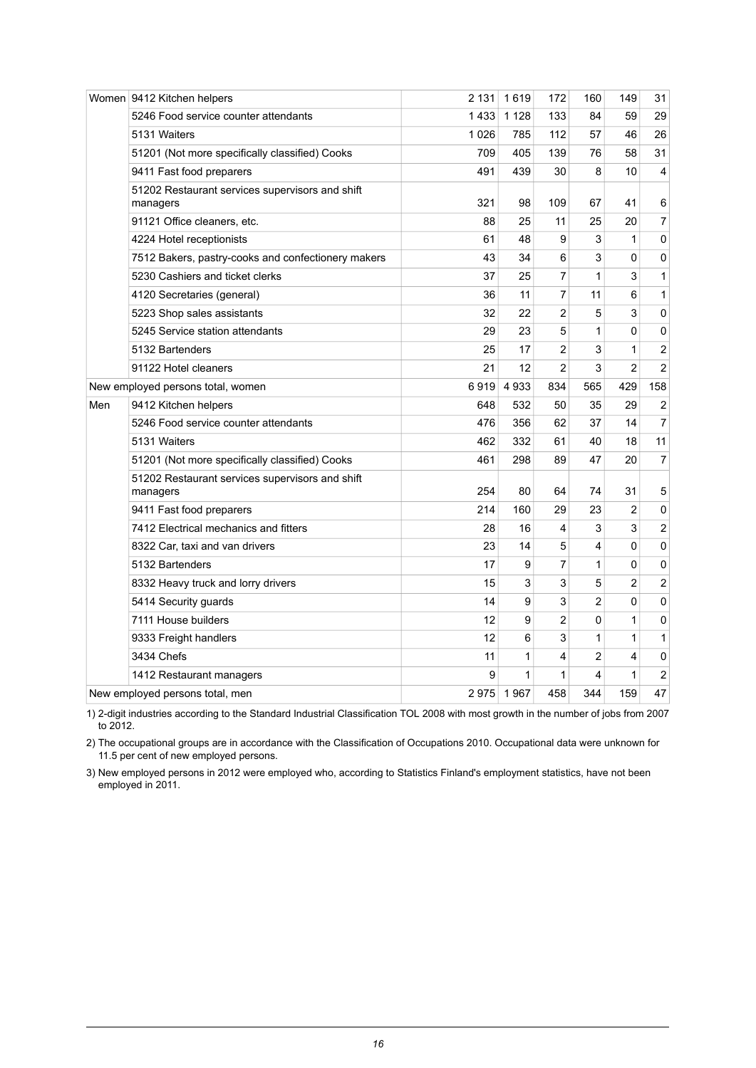| | | | | | | | |
|---|---|---|---|---|---|---|---|
| Women | 9412 Kitchen helpers | 2 131 | 1 619 | 172 | 160 | 149 | 31 |
| | 5246 Food service counter attendants | 1 433 | 1 128 | 133 | 84 | 59 | 29 |
| | 5131 Waiters | 1 026 | 785 | 112 | 57 | 46 | 26 |
| | 51201 (Not more specifically classified) Cooks | 709 | 405 | 139 | 76 | 58 | 31 |
| | 9411 Fast food preparers | 491 | 439 | 30 | 8 | 10 | 4 |
| | 51202 Restaurant services supervisors and shift managers | 321 | 98 | 109 | 67 | 41 | 6 |
| | 91121 Office cleaners, etc. | 88 | 25 | 11 | 25 | 20 | 7 |
| | 4224 Hotel receptionists | 61 | 48 | 9 | 3 | 1 | 0 |
| | 7512 Bakers, pastry-cooks and confectionery makers | 43 | 34 | 6 | 3 | 0 | 0 |
| | 5230 Cashiers and ticket clerks | 37 | 25 | 7 | 1 | 3 | 1 |
| | 4120 Secretaries (general) | 36 | 11 | 7 | 11 | 6 | 1 |
| | 5223 Shop sales assistants | 32 | 22 | 2 | 5 | 3 | 0 |
| | 5245 Service station attendants | 29 | 23 | 5 | 1 | 0 | 0 |
| | 5132 Bartenders | 25 | 17 | 2 | 3 | 1 | 2 |
| | 91122 Hotel cleaners | 21 | 12 | 2 | 3 | 2 | 2 |
| New employed persons total, women | | 6 919 | 4 933 | 834 | 565 | 429 | 158 |
| Men | 9412 Kitchen helpers | 648 | 532 | 50 | 35 | 29 | 2 |
| | 5246 Food service counter attendants | 476 | 356 | 62 | 37 | 14 | 7 |
| | 5131 Waiters | 462 | 332 | 61 | 40 | 18 | 11 |
| | 51201 (Not more specifically classified) Cooks | 461 | 298 | 89 | 47 | 20 | 7 |
| | 51202 Restaurant services supervisors and shift managers | 254 | 80 | 64 | 74 | 31 | 5 |
| | 9411 Fast food preparers | 214 | 160 | 29 | 23 | 2 | 0 |
| | 7412 Electrical mechanics and fitters | 28 | 16 | 4 | 3 | 3 | 2 |
| | 8322 Car, taxi and van drivers | 23 | 14 | 5 | 4 | 0 | 0 |
| | 5132 Bartenders | 17 | 9 | 7 | 1 | 0 | 0 |
| | 8332 Heavy truck and lorry drivers | 15 | 3 | 3 | 5 | 2 | 2 |
| | 5414 Security guards | 14 | 9 | 3 | 2 | 0 | 0 |
| | 7111 House builders | 12 | 9 | 2 | 0 | 1 | 0 |
| | 9333 Freight handlers | 12 | 6 | 3 | 1 | 1 | 1 |
| | 3434 Chefs | 11 | 1 | 4 | 2 | 4 | 0 |
| | 1412 Restaurant managers | 9 | 1 | 1 | 4 | 1 | 2 |
| New employed persons total, men | | 2 975 | 1 967 | 458 | 344 | 159 | 47 |

1) 2-digit industries according to the Standard Industrial Classification TOL 2008 with most growth in the number of jobs from 2007 to 2012.

2) The occupational groups are in accordance with the Classification of Occupations 2010. Occupational data were unknown for 11.5 per cent of new employed persons.

3) New employed persons in 2012 were employed who, according to Statistics Finland's employment statistics, have not been employed in 2011.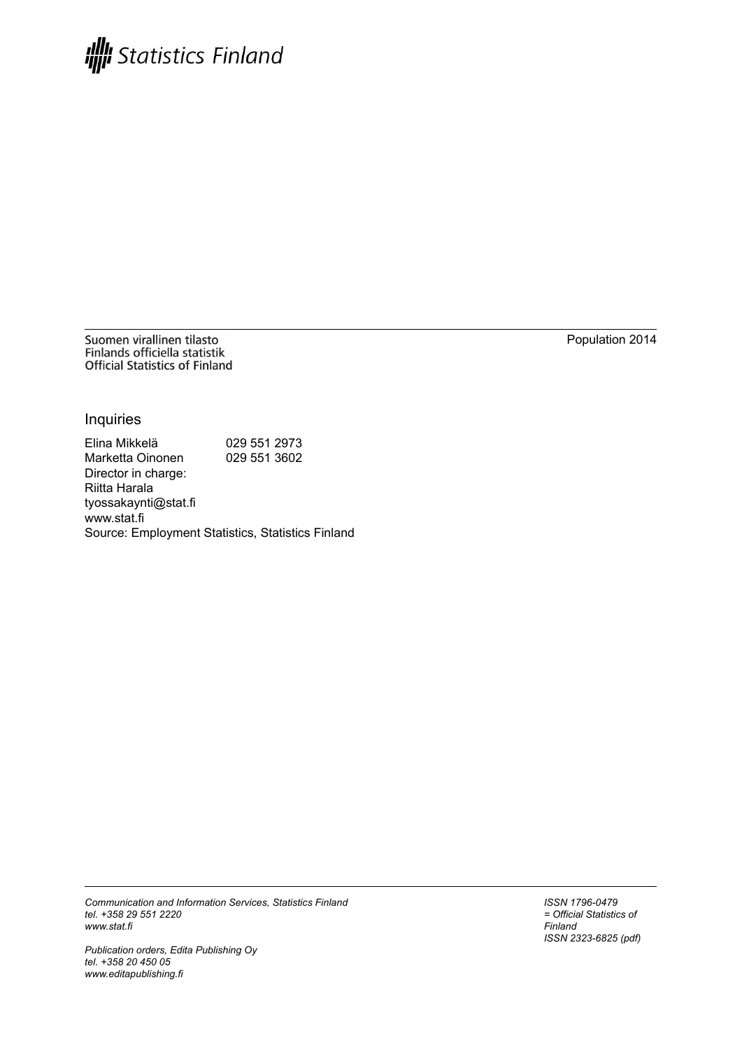Statistics Finland

Suomen virallinen tilasto
Finlands officiella statistik
**Official Statistics of Finland**

Population 2014

## Inquiries

| | |
|---|---|
| Elina Mikkelä | 029 551 2973 |
| Marketta Oinonen | 029 551 3602 |

Director in charge:
Riitta Harala
tyossakaynti@stat.fi
www.stat.fi
Source: Employment Statistics, Statistics Finland

*Communication and Information Services, Statistics Finland*
*tel. +358 29 551 2220*
*www.stat.fi*

*Publication orders, Edita Publishing Oy*
*tel. +358 20 450 05*
*www.editapublishing.fi*

*ISSN 1796-0479*
*= Official Statistics of Finland*
*ISSN 2323-6825 (pdf)*